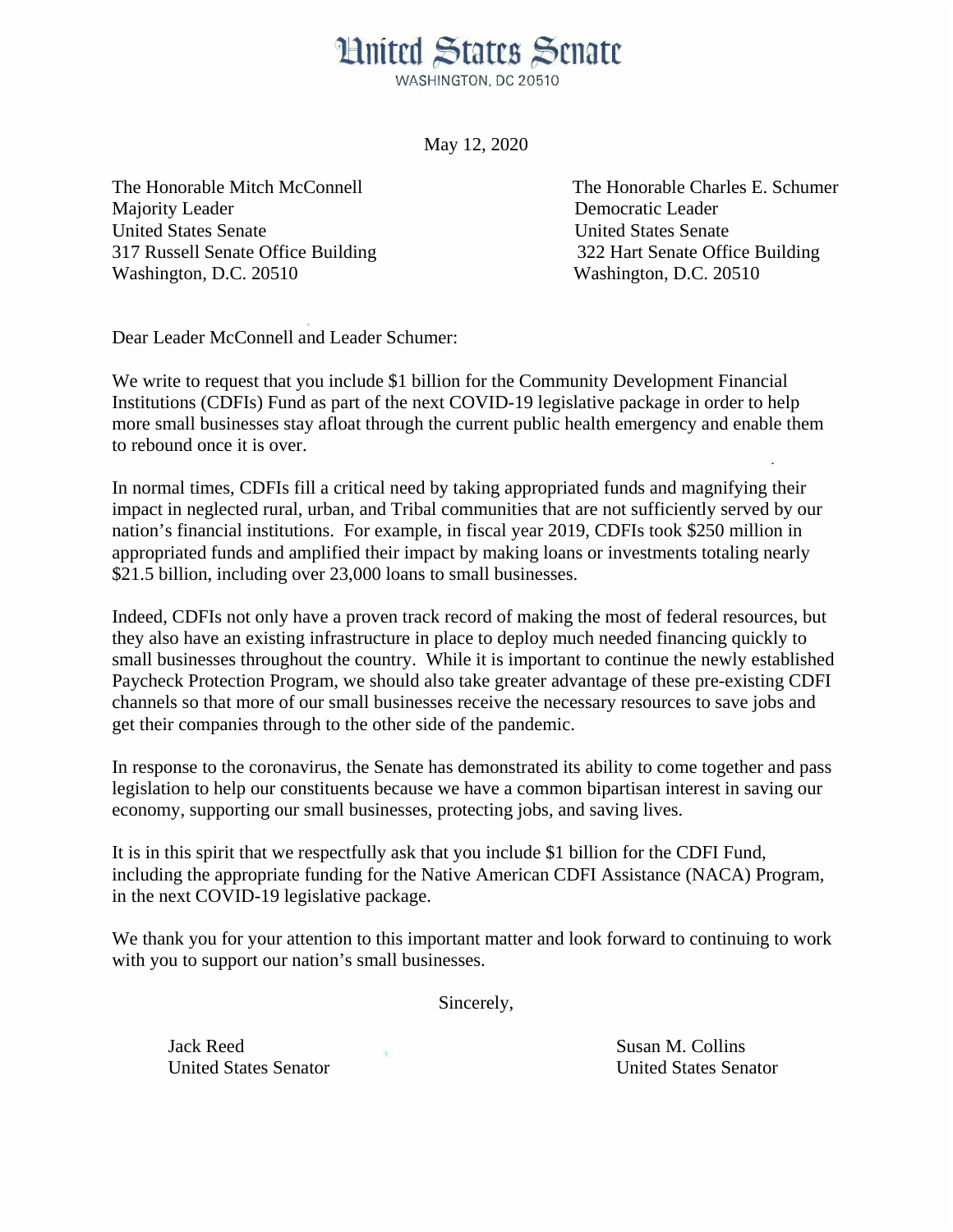# United States Senate

WASHINGTON, DC 20510

May 12, 2020

The Honorable Mitch McConnell
Majority Leader
United States Senate
317 Russell Senate Office Building
Washington, D.C. 20510

The Honorable Charles E. Schumer
Democratic Leader
United States Senate
322 Hart Senate Office Building
Washington, D.C. 20510

Dear Leader McConnell and Leader Schumer:

We write to request that you include $1 billion for the Community Development Financial Institutions (CDFIs) Fund as part of the next COVID-19 legislative package in order to help more small businesses stay afloat through the current public health emergency and enable them to rebound once it is over.

In normal times, CDFIs fill a critical need by taking appropriated funds and magnifying their impact in neglected rural, urban, and Tribal communities that are not sufficiently served by our nation's financial institutions. For example, in fiscal year 2019, CDFIs took $250 million in appropriated funds and amplified their impact by making loans or investments totaling nearly $21.5 billion, including over 23,000 loans to small businesses.

Indeed, CDFIs not only have a proven track record of making the most of federal resources, but they also have an existing infrastructure in place to deploy much needed financing quickly to small businesses throughout the country. While it is important to continue the newly established Paycheck Protection Program, we should also take greater advantage of these pre-existing CDFI channels so that more of our small businesses receive the necessary resources to save jobs and get their companies through to the other side of the pandemic.

In response to the coronavirus, the Senate has demonstrated its ability to come together and pass legislation to help our constituents because we have a common bipartisan interest in saving our economy, supporting our small businesses, protecting jobs, and saving lives.

It is in this spirit that we respectfully ask that you include $1 billion for the CDFI Fund, including the appropriate funding for the Native American CDFI Assistance (NACA) Program, in the next COVID-19 legislative package.

We thank you for your attention to this important matter and look forward to continuing to work with you to support our nation's small businesses.

Sincerely,

Jack Reed
United States Senator

Susan M. Collins
United States Senator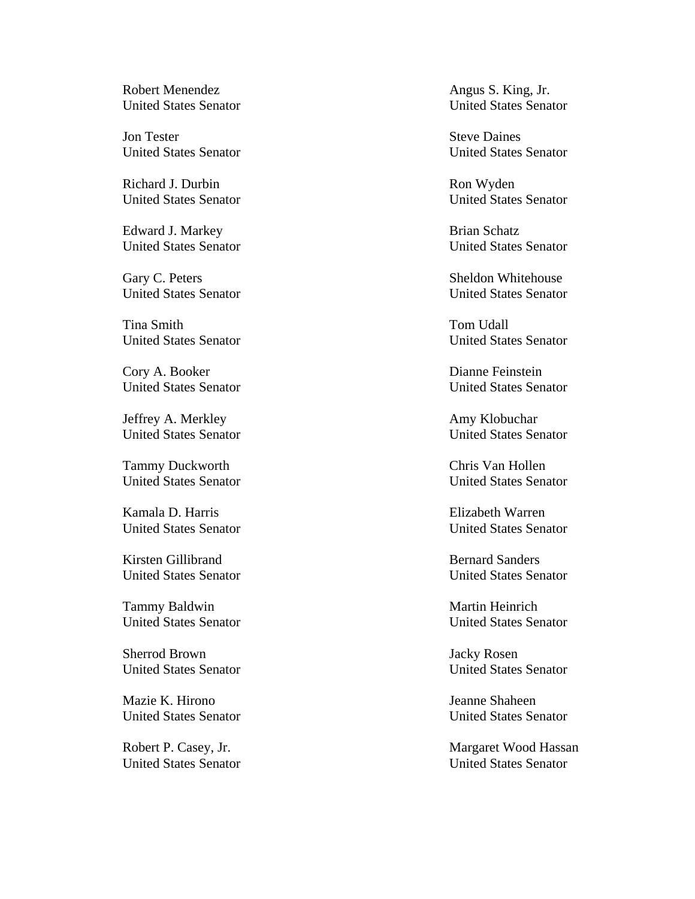Robert Menendez
United States Senator

Angus S. King, Jr.
United States Senator

Jon Tester
United States Senator

Steve Daines
United States Senator

Richard J. Durbin
United States Senator

Ron Wyden
United States Senator

Edward J. Markey
United States Senator

Brian Schatz
United States Senator

Gary C. Peters
United States Senator

Sheldon Whitehouse
United States Senator

Tina Smith
United States Senator

Tom Udall
United States Senator

Cory A. Booker
United States Senator

Dianne Feinstein
United States Senator

Jeffrey A. Merkley
United States Senator

Amy Klobuchar
United States Senator

Tammy Duckworth
United States Senator

Chris Van Hollen
United States Senator

Kamala D. Harris
United States Senator

Elizabeth Warren
United States Senator

Kirsten Gillibrand
United States Senator

Bernard Sanders
United States Senator

Tammy Baldwin
United States Senator

Martin Heinrich
United States Senator

Sherrod Brown
United States Senator

Jacky Rosen
United States Senator

Mazie K. Hirono
United States Senator

Jeanne Shaheen
United States Senator

Robert P. Casey, Jr.
United States Senator

Margaret Wood Hassan
United States Senator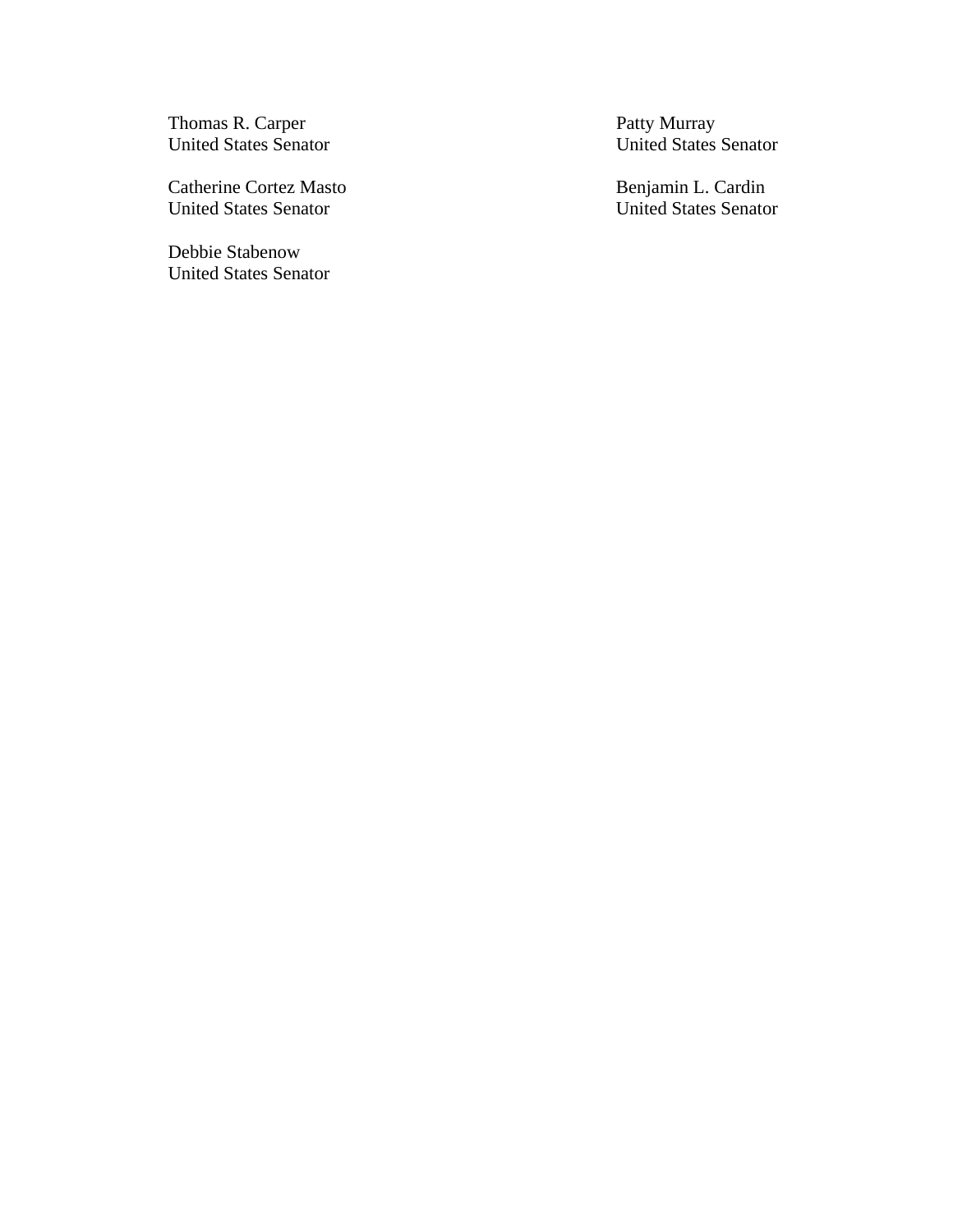Thomas R. Carper
United States Senator

Patty Murray
United States Senator

Catherine Cortez Masto
United States Senator

Benjamin L. Cardin
United States Senator

Debbie Stabenow
United States Senator